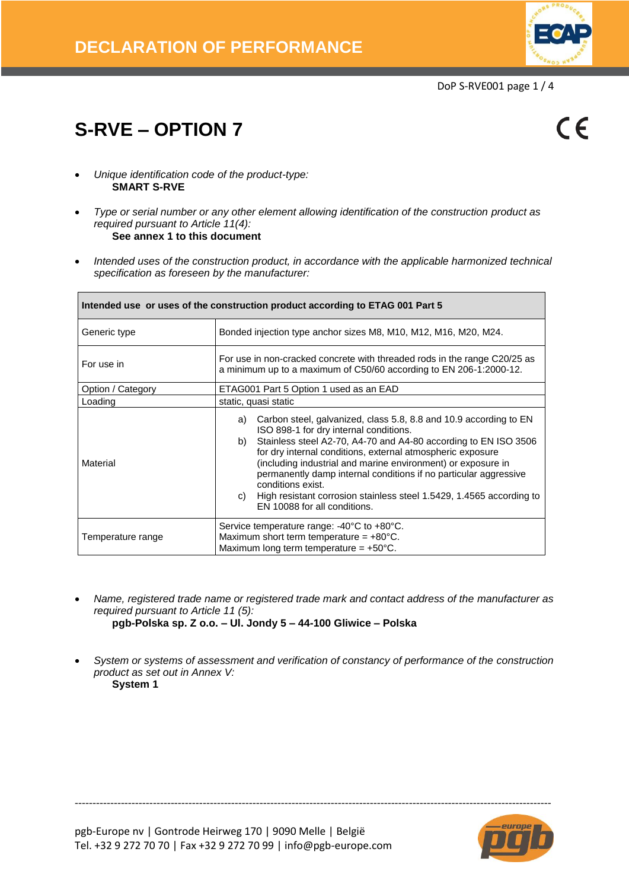# DECLARATION OF PERFORMANCE

# S-RVE – OPTION 7

- *Unique identification code of the product-type:*
  **SMART S-RVE**

- *Type or serial number or any other element allowing identification of the construction product as required pursuant to Article 11(4):*
  **See annex 1 to this document**

- *Intended uses of the construction product, in accordance with the applicable harmonized technical specification as foreseen by the manufacturer:*

| **Intended use or uses of the construction product according to ETAG 001 Part 5** | |
|---|---|
| Generic type | Bonded injection type anchor sizes M8, M10, M12, M16, M20, M24. |
| For use in | For use in non-cracked concrete with threaded rods in the range C20/25 as a minimum up to a maximum of C50/60 according to EN 206-1:2000-12. |
| Option / Category | ETAG001 Part 5 Option 1 used as an EAD |
| Loading | static, quasi static |
| Material | a) Carbon steel, galvanized, class 5.8, 8.8 and 10.9 according to EN ISO 898-1 for dry internal conditions.<br>b) Stainless steel A2-70, A4-70 and A4-80 according to EN ISO 3506 for dry internal conditions, external atmospheric exposure (including industrial and marine environment) or exposure in permanently damp internal conditions if no particular aggressive conditions exist.<br>c) High resistant corrosion stainless steel 1.5429, 1.4565 according to EN 10088 for all conditions. |
| Temperature range | Service temperature range: -40°C to +80°C.<br>Maximum short term temperature = +80°C.<br>Maximum long term temperature = +50°C. |

- *Name, registered trade name or registered trade mark and contact address of the manufacturer as required pursuant to Article 11 (5):*
  **pgb-Polska sp. Z o.o. – Ul. Jondy 5 – 44-100 Gliwice – Polska**

- *System or systems of assessment and verification of constancy of performance of the construction product as set out in Annex V:*
  **System 1**

pgb-Europe nv | Gontrode Heirweg 170 | 9090 Melle | België
Tel. +32 9 272 70 70 | Fax +32 9 272 70 99 | info@pgb-europe.com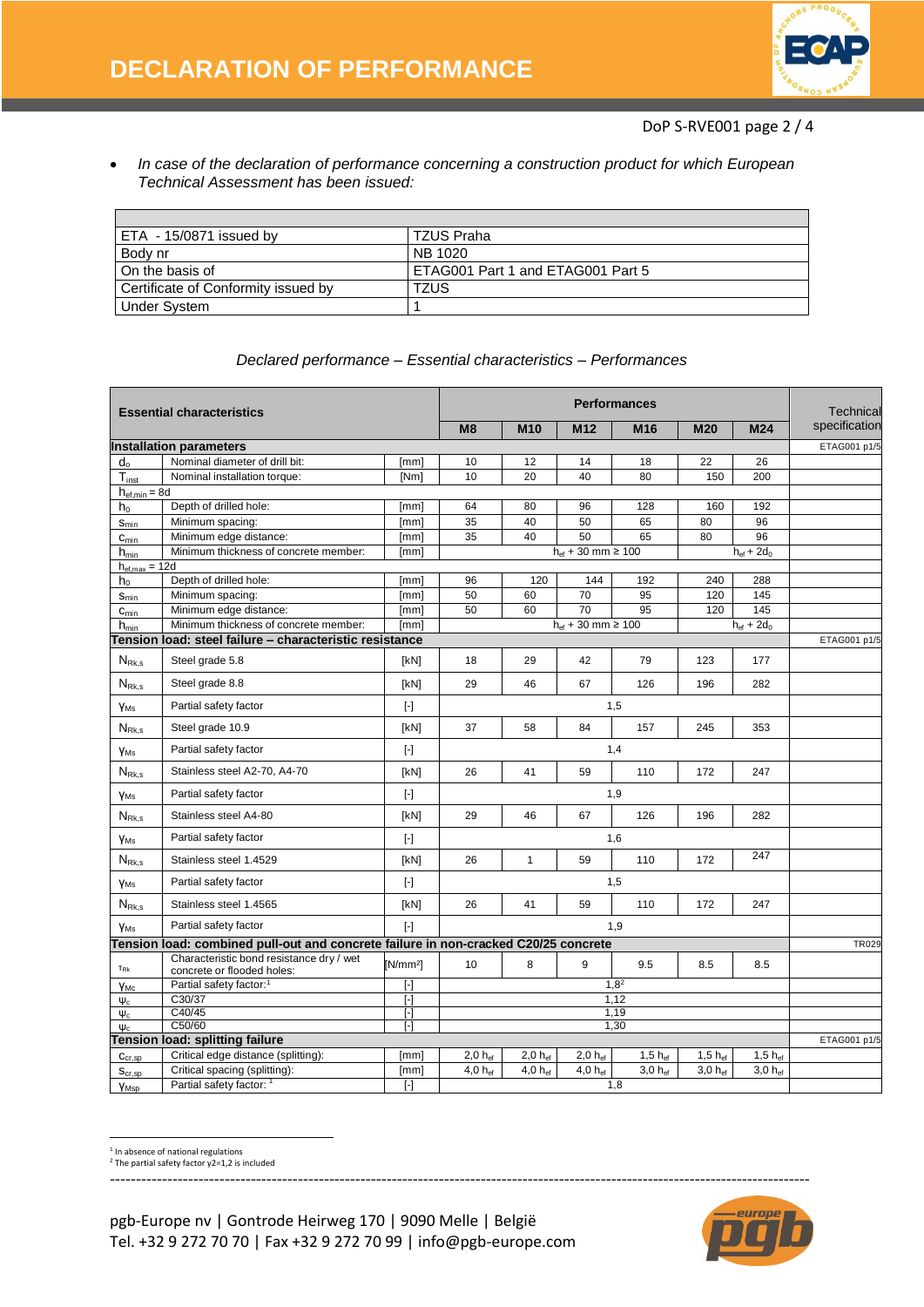- *In case of the declaration of performance concerning a construction product for which European Technical Assessment has been issued:*

| | |
|---|---|
| ETA - 15/0871 issued by | TZUS Praha |
| Body nr | NB 1020 |
| On the basis of | ETAG001 Part 1 and ETAG001 Part 5 |
| Certificate of Conformity issued by | TZUS |
| Under System | 1 |

*Declared performance – Essential characteristics – Performances*

| Essential characteristics | | | Performances | | | | | | Technical specification |
|---|---|---|---|---|---|---|---|---|---|
| | | | M8 | M10 | M12 | M16 | M20 | M24 | |
| **Installation parameters** | | | | | | | | | ETAG001 p1/5 |
| $d_o$ | Nominal diameter of drill bit: | [mm] | 10 | 12 | 14 | 18 | 22 | 26 | |
| $T_{inst}$ | Nominal installation torque: | [Nm] | 10 | 20 | 40 | 80 | 150 | 200 | |
| $h_{ef,min}$ = 8d | | | | | | | | | |
| $h_0$ | Depth of drilled hole: | [mm] | 64 | 80 | 96 | 128 | 160 | 192 | |
| $s_{min}$ | Minimum spacing: | [mm] | 35 | 40 | 50 | 65 | 80 | 96 | |
| $c_{min}$ | Minimum edge distance: | [mm] | 35 | 40 | 50 | 65 | 80 | 96 | |
| $h_{min}$ | Minimum thickness of concrete member: | [mm] | $h_{ef}$ + 30 mm ≥ 100 | | | | $h_{ef} + 2d_0$ | | |
| $h_{ef,max}$ = 12d | | | | | | | | | |
| $h_0$ | Depth of drilled hole: | [mm] | 96 | 120 | 144 | 192 | 240 | 288 | |
| $s_{min}$ | Minimum spacing: | [mm] | 50 | 60 | 70 | 95 | 120 | 145 | |
| $c_{min}$ | Minimum edge distance: | [mm] | 50 | 60 | 70 | 95 | 120 | 145 | |
| $h_{min}$ | Minimum thickness of concrete member: | [mm] | $h_{ef}$ + 30 mm ≥ 100 | | | | $h_{ef} + 2d_0$ | | |
| **Tension load: steel failure – characteristic resistance** | | | | | | | | | ETAG001 p1/5 |
| $N_{Rk,s}$ | Steel grade 5.8 | [kN] | 18 | 29 | 42 | 79 | 123 | 177 | |
| $N_{Rk,s}$ | Steel grade 8.8 | [kN] | 29 | 46 | 67 | 126 | 196 | 282 | |
| $\gamma_{Ms}$ | Partial safety factor | [-] | 1,5 | | | | | | |
| $N_{Rk,s}$ | Steel grade 10.9 | [kN] | 37 | 58 | 84 | 157 | 245 | 353 | |
| $\gamma_{Ms}$ | Partial safety factor | [-] | 1,4 | | | | | | |
| $N_{Rk,s}$ | Stainless steel A2-70, A4-70 | [kN] | 26 | 41 | 59 | 110 | 172 | 247 | |
| $\gamma_{Ms}$ | Partial safety factor | [-] | 1,9 | | | | | | |
| $N_{Rk,s}$ | Stainless steel A4-80 | [kN] | 29 | 46 | 67 | 126 | 196 | 282 | |
| $\gamma_{Ms}$ | Partial safety factor | [-] | 1,6 | | | | | | |
| $N_{Rk,s}$ | Stainless steel 1.4529 | [kN] | 26 | 1 | 59 | 110 | 172 | 247 | |
| $\gamma_{Ms}$ | Partial safety factor | [-] | 1,5 | | | | | | |
| $N_{Rk,s}$ | Stainless steel 1.4565 | [kN] | 26 | 41 | 59 | 110 | 172 | 247 | |
| $\gamma_{Ms}$ | Partial safety factor | [-] | 1,9 | | | | | | |
| **Tension load: combined pull-out and concrete failure in non-cracked C20/25 concrete** | | | | | | | | | TR029 |
| $\tau_{Rk}$ | Characteristic bond resistance dry / wet concrete or flooded holes: | [N/mm²] | 10 | 8 | 9 | 9.5 | 8.5 | 8.5 | |
| $\gamma_{Mc}$ | Partial safety factor:[1] | [-] | 1,8[2] | | | | | | |
| $\psi_c$ | C30/37 | [-] | 1,12 | | | | | | |
| $\psi_c$ | C40/45 | [-] | 1,19 | | | | | | |
| $\psi_c$ | C50/60 | [-] | 1,30 | | | | | | |
| **Tension load: splitting failure** | | | | | | | | | ETAG001 p1/5 |
| $c_{cr,sp}$ | Critical edge distance (splitting): | [mm] | 2,0 $h_{ef}$ | 2,0 $h_{ef}$ | 2,0 $h_{ef}$ | 1,5 $h_{ef}$ | 1,5 $h_{ef}$ | 1,5 $h_{ef}$ | |
| $s_{cr,sp}$ | Critical spacing (splitting): | [mm] | 4,0 $h_{ef}$ | 4,0 $h_{ef}$ | 4,0 $h_{ef}$ | 3,0 $h_{ef}$ | 3,0 $h_{ef}$ | 3,0 $h_{ef}$ | |
| $\gamma_{Msp}$ | Partial safety factor: [1] | [-] | 1,8 | | | | | | |

[1] In absence of national regulations
[2] The partial safety factor γ2=1,2 is included

pgb-Europe nv | Gontrode Heirweg 170 | 9090 Melle | België
Tel. +32 9 272 70 70 | Fax +32 9 272 70 99 | info@pgb-europe.com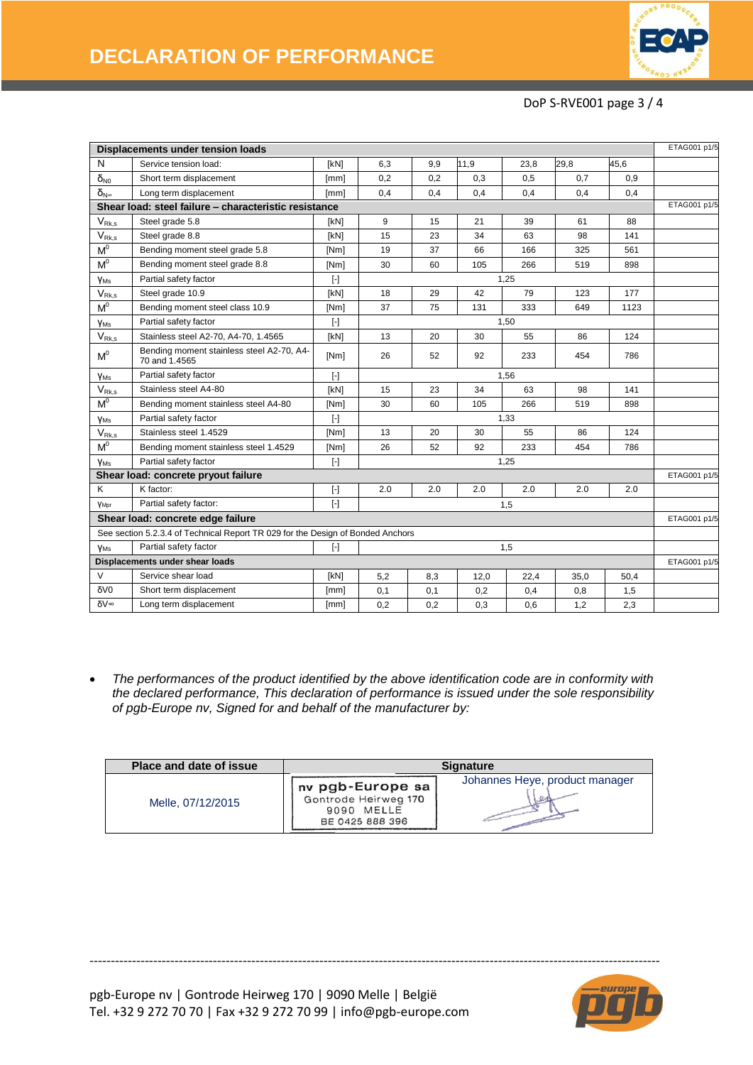# DECLARATION OF PERFORMANCE

DoP S-RVE001 page 3 / 4

| Displacements under tension loads | | | | | | | | | ETAG001 p1/5 |
|---|---|---|---|---|---|---|---|---|---|
| N | Service tension load: | [kN] | 6,3 | 9,9 | 11,9 | 23,8 | 29,8 | 45,6 | |
| $\delta_{N0}$ | Short term displacement | [mm] | 0,2 | 0,2 | 0,3 | 0,5 | 0,7 | 0,9 | |
| $\delta_{N\infty}$ | Long term displacement | [mm] | 0,4 | 0,4 | 0,4 | 0,4 | 0,4 | 0,4 | |
| **Shear load: steel failure – characteristic resistance** | | | | | | | | | ETAG001 p1/5 |
| $V_{Rk,s}$ | Steel grade 5.8 | [kN] | 9 | 15 | 21 | 39 | 61 | 88 | |
| $V_{Rk,s}$ | Steel grade 8.8 | [kN] | 15 | 23 | 34 | 63 | 98 | 141 | |
| $M^0$ | Bending moment steel grade 5.8 | [Nm] | 19 | 37 | 66 | 166 | 325 | 561 | |
| $M^0$ | Bending moment steel grade 8.8 | [Nm] | 30 | 60 | 105 | 266 | 519 | 898 | |
| $\gamma_{Ms}$ | Partial safety factor | [-] | 1,25 | | | | | | |
| $V_{Rk,s}$ | Steel grade 10.9 | [kN] | 18 | 29 | 42 | 79 | 123 | 177 | |
| $M^0$ | Bending moment steel class 10.9 | [Nm] | 37 | 75 | 131 | 333 | 649 | 1123 | |
| $\gamma_{Ms}$ | Partial safety factor | [-] | 1,50 | | | | | | |
| $V_{Rk,s}$ | Stainless steel A2-70, A4-70, 1.4565 | [kN] | 13 | 20 | 30 | 55 | 86 | 124 | |
| $M^0$ | Bending moment stainless steel A2-70, A4-70 and 1.4565 | [Nm] | 26 | 52 | 92 | 233 | 454 | 786 | |
| $\gamma_{Ms}$ | Partial safety factor | [-] | 1,56 | | | | | | |
| $V_{Rk,s}$ | Stainless steel A4-80 | [kN] | 15 | 23 | 34 | 63 | 98 | 141 | |
| $M^0$ | Bending moment stainless steel A4-80 | [Nm] | 30 | 60 | 105 | 266 | 519 | 898 | |
| $\gamma_{Ms}$ | Partial safety factor | [-] | 1,33 | | | | | | |
| $V_{Rk,s}$ | Stainless steel 1.4529 | [Nm] | 13 | 20 | 30 | 55 | 86 | 124 | |
| $M^0$ | Bending moment stainless steel 1.4529 | [Nm] | 26 | 52 | 92 | 233 | 454 | 786 | |
| $\gamma_{Ms}$ | Partial safety factor | [-] | 1,25 | | | | | | |
| **Shear load: concrete pryout failure** | | | | | | | | | ETAG001 p1/5 |
| K | K factor: | [-] | 2.0 | 2.0 | 2.0 | 2.0 | 2.0 | 2.0 | |
| $\gamma_{Mpr}$ | Partial safety factor: | [-] | 1,5 | | | | | | |
| **Shear load: concrete edge failure** | | | | | | | | | ETAG001 p1/5 |
| See section 5.2.3.4 of Technical Report TR 029 for the Design of Bonded Anchors | | | | | | | | | |
| $\gamma_{Ms}$ | Partial safety factor | [-] | 1,5 | | | | | | |
| **Displacements under shear loads** | | | | | | | | | ETAG001 p1/5 |
| V | Service shear load | [kN] | 5,2 | 8,3 | 12,0 | 22,4 | 35,0 | 50,4 | |
| $\delta V0$ | Short term displacement | [mm] | 0,1 | 0,1 | 0,2 | 0,4 | 0,8 | 1,5 | |
| $\delta V\infty$ | Long term displacement | [mm] | 0,2 | 0,2 | 0,3 | 0,6 | 1,2 | 2,3 | |

- *The performances of the product identified by the above identification code are in conformity with the declared performance, This declaration of performance is issued under the sole responsibility of pgb-Europe nv, Signed for and behalf of the manufacturer by:*

| Place and date of issue | Signature | |
|---|---|---|
| Melle, 07/12/2015 | nv pgb-Europe sa<br>Gontrode Heirweg 170<br>9090 MELLE<br>BE 0425 888 396 | Johannes Heye, product manager |

pgb-Europe nv | Gontrode Heirweg 170 | 9090 Melle | België
Tel. +32 9 272 70 70 | Fax +32 9 272 70 99 | info@pgb-europe.com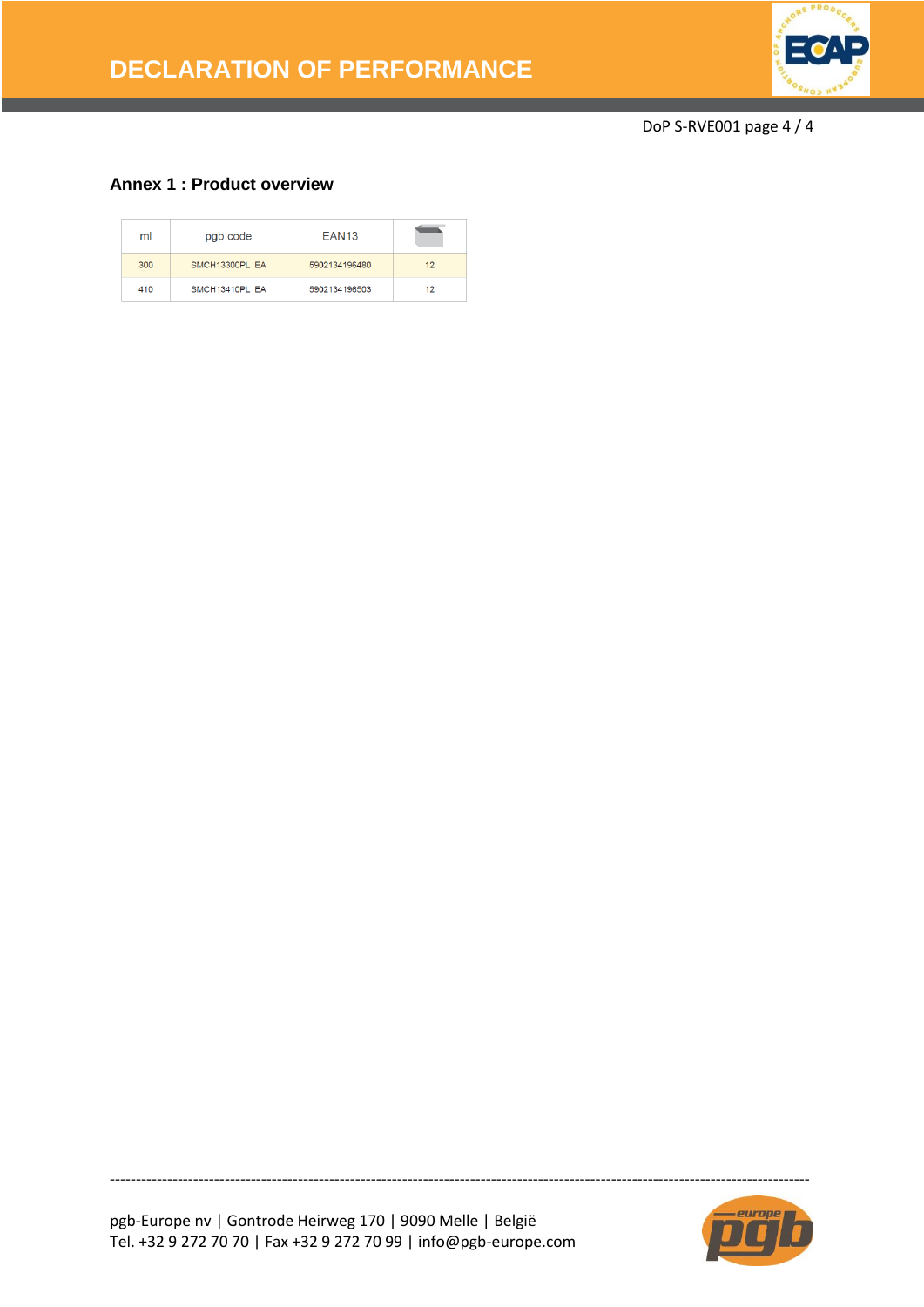## Annex 1 : Product overview

| ml | pgb code | EAN13 | |
|---|---|---|---|
| 300 | SMCH13300PL EA | 5902134196480 | 12 |
| 410 | SMCH13410PL EA | 5902134196503 | 12 |

pgb-Europe nv | Gontrode Heirweg 170 | 9090 Melle | België
Tel. +32 9 272 70 70 | Fax +32 9 272 70 99 | info@pgb-europe.com